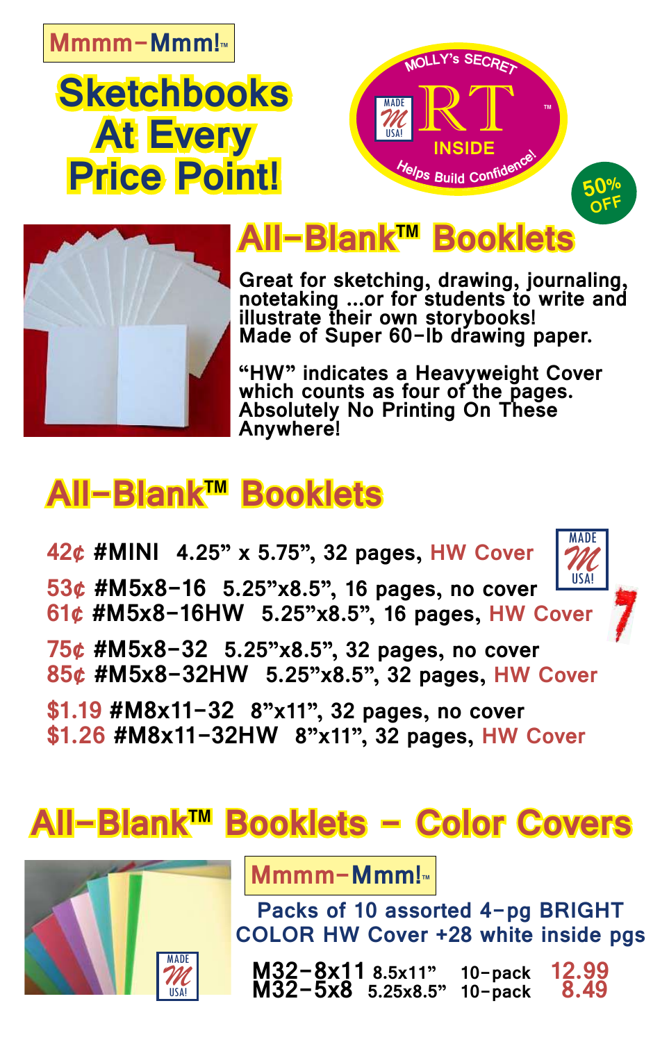Mmmm-Mmm!™

# Sketchbooks At Every Price Point!

MOLLY's SECRET RT™ INSIDE Helps Build Confidence!

MADE USA!

50% OFF

## All-Blank™ Booklets

Great for sketching, drawing, journaling, notetaking ...or for students to write and illustrate their own storybooks! Made of Super 60-lb drawing paper.

"HW" indicates a Heavyweight Cover which counts as four of the pages. Absolutely No Printing On These Anywhere!

## All-Blank™ Booklets

42¢ **#MINI** 4.25" x 5.75", 32 pages, HW Cover

53¢ **#M5x8-16** 5.25"x8.5", 16 pages, no cover
61¢ **#M5x8-16HW** 5.25"x8.5", 16 pages, HW Cover

75¢ **#M5x8-32** 5.25"x8.5", 32 pages, no cover
85¢ **#M5x8-32HW** 5.25"x8.5", 32 pages, HW Cover

$1.19 **#M8x11-32** 8"x11", 32 pages, no cover
$1.26 **#M8x11-32HW** 8"x11", 32 pages, HW Cover

## All-Blank™ Booklets - Color Covers

Mmmm-Mmm!™

Packs of 10 assorted 4-pg BRIGHT COLOR HW Cover +28 white inside pgs

| | | | |
|---|---|---|---|
| **M32-8x11** | 8.5x11" | 10-pack | 12.99 |
| **M32-5x8** | 5.25x8.5" | 10-pack | 8.49 |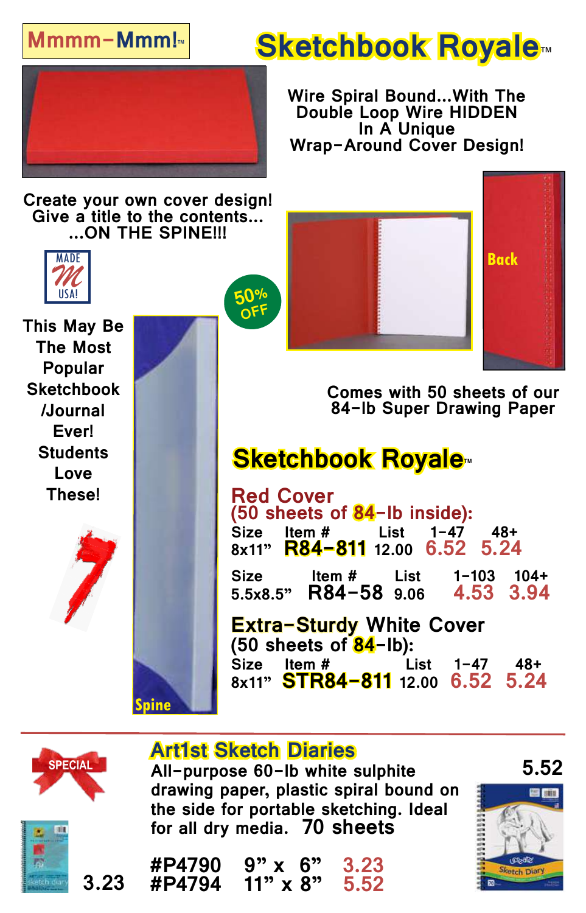Mmmm-Mmm!™

# Sketchbook Royale™

Wire Spiral Bound...With The Double Loop Wire HIDDEN In A Unique Wrap-Around Cover Design!

Create your own cover design! Give a title to the contents... ...ON THE SPINE!!!

MADE USA!

50% OFF

Back

This May Be The Most Popular Sketchbook /Journal Ever! Students Love These!

Spine

Comes with 50 sheets of our 84-lb Super Drawing Paper

## Sketchbook Royale™

### Red Cover
(50 sheets of 84-lb inside):

| Size | Item # | List | 1-47 | 48+ |
|---|---|---|---|---|
| 8x11" | R84-811 | 12.00 | 6.52 | 5.24 |

| Size | Item # | List | 1-103 | 104+ |
|---|---|---|---|---|
| 5.5x8.5" | R84-58 | 9.06 | 4.53 | 3.94 |

### Extra-Sturdy White Cover
(50 sheets of 84-lb):

| Size | Item # | List | 1-47 | 48+ |
|---|---|---|---|---|
| 8x11" | STR84-811 | 12.00 | 6.52 | 5.24 |

SPECIAL

## Art1st Sketch Diaries

All-purpose 60-lb white sulphite drawing paper, plastic spiral bound on the side for portable sketching. Ideal for all dry media. 70 sheets

| | | |
|---|---|---|
| #P4790 | 9" x 6" | 3.23 |
| #P4794 | 11" x 8" | 5.52 |

3.23

5.52